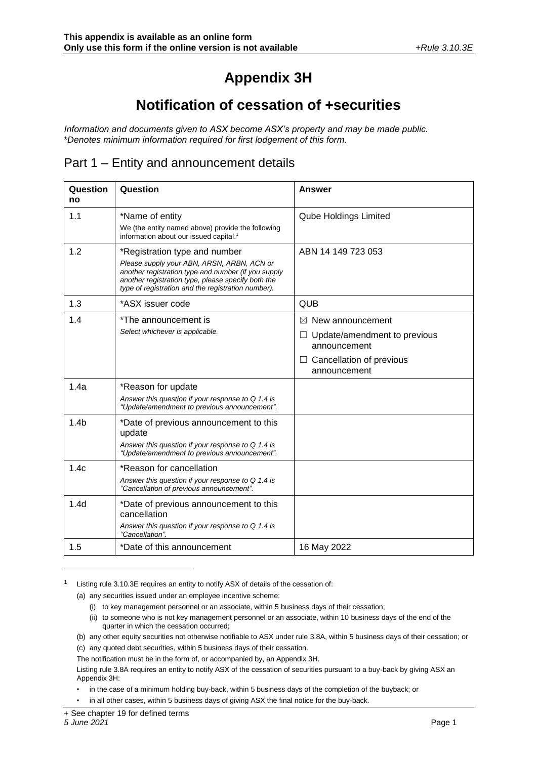# Appendix 3H

# Notification of cessation of +securities

*Information and documents given to ASX become ASX's property and may be made public.*
*\*Denotes minimum information required for first lodgement of this form.*

## Part 1 – Entity and announcement details

| Question no | Question | Answer |
|---|---|---|
| 1.1 | *Name of entity<br>We (the entity named above) provide the following information about our issued capital.[1] | Qube Holdings Limited |
| 1.2 | *Registration type and number<br>*Please supply your ABN, ARSN, ARBN, ACN or another registration type and number (if you supply another registration type, please specify both the type of registration and the registration number).* | ABN 14 149 723 053 |
| 1.3 | *ASX issuer code | QUB |
| 1.4 | *The announcement is<br>*Select whichever is applicable.* | ☒ New announcement<br>☐ Update/amendment to previous announcement<br>☐ Cancellation of previous announcement |
| 1.4a | *Reason for update<br>*Answer this question if your response to Q 1.4 is "Update/amendment to previous announcement".* | |
| 1.4b | *Date of previous announcement to this update<br>*Answer this question if your response to Q 1.4 is "Update/amendment to previous announcement".* | |
| 1.4c | *Reason for cancellation<br>*Answer this question if your response to Q 1.4 is "Cancellation of previous announcement".* | |
| 1.4d | *Date of previous announcement to this cancellation<br>*Answer this question if your response to Q 1.4 is "Cancellation".* | |
| 1.5 | *Date of this announcement | 16 May 2022 |

[1] Listing rule 3.10.3E requires an entity to notify ASX of details of the cessation of:

(a) any securities issued under an employee incentive scheme:

(i) to key management personnel or an associate, within 5 business days of their cessation;

(ii) to someone who is not key management personnel or an associate, within 10 business days of the end of the quarter in which the cessation occurred;

(b) any other equity securities not otherwise notifiable to ASX under rule 3.8A, within 5 business days of their cessation; or

(c) any quoted debt securities, within 5 business days of their cessation.

The notification must be in the form of, or accompanied by, an Appendix 3H.

Listing rule 3.8A requires an entity to notify ASX of the cessation of securities pursuant to a buy-back by giving ASX an Appendix 3H:

- in the case of a minimum holding buy-back, within 5 business days of the completion of the buyback; or
- in all other cases, within 5 business days of giving ASX the final notice for the buy-back.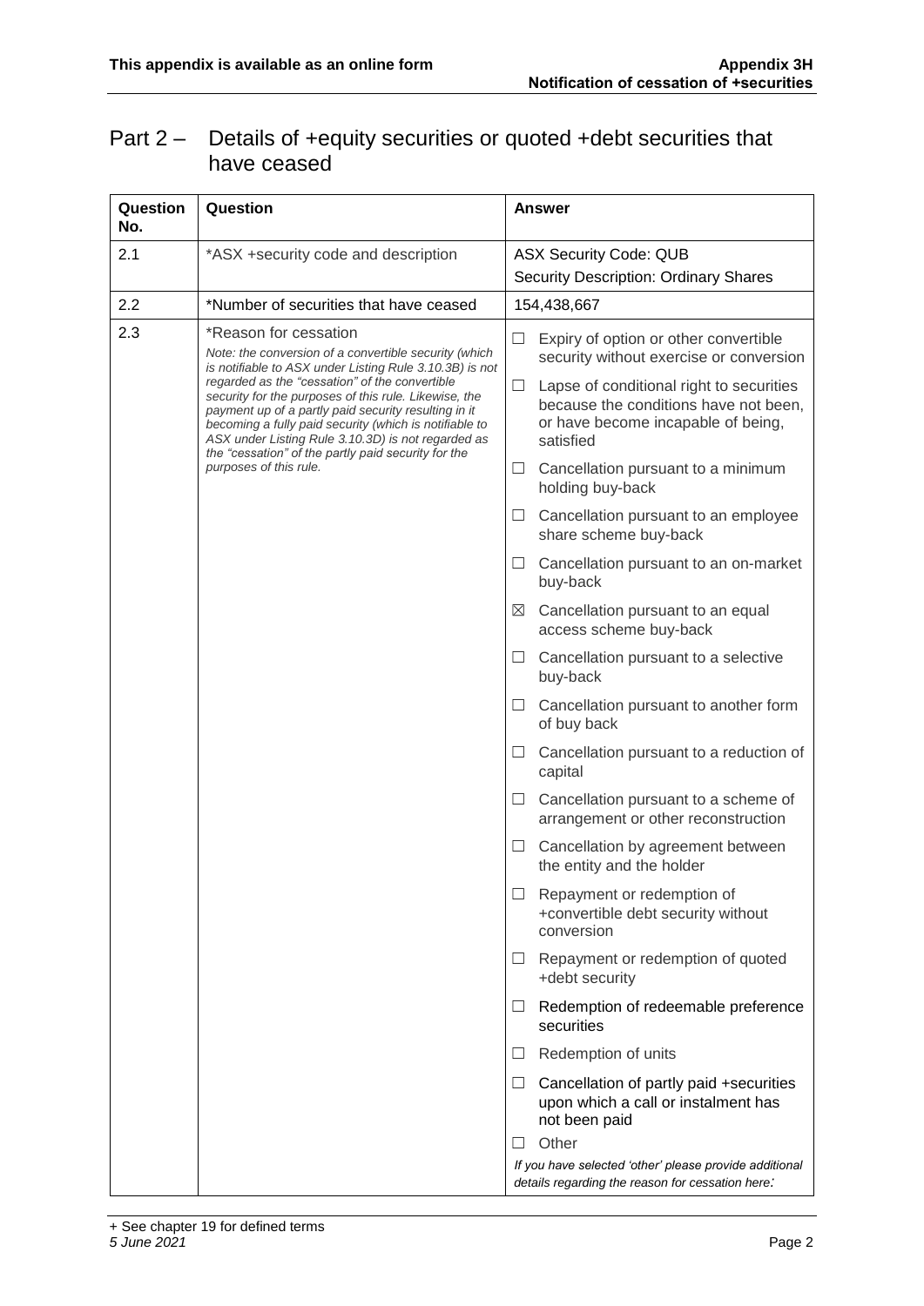## Part 2 – Details of +equity securities or quoted +debt securities that have ceased

| Question No. | Question | Answer |
|---|---|---|
| 2.1 | *ASX +security code and description | ASX Security Code: QUB<br>Security Description: Ordinary Shares |
| 2.2 | *Number of securities that have ceased | 154,438,667 |
| 2.3 | *Reason for cessation<br>*Note: the conversion of a convertible security (which is notifiable to ASX under Listing Rule 3.10.3B) is not regarded as the "cessation" of the convertible security for the purposes of this rule. Likewise, the payment up of a partly paid security resulting in it becoming a fully paid security (which is notifiable to ASX under Listing Rule 3.10.3D) is not regarded as the "cessation" of the partly paid security for the purposes of this rule.* | ☐ Expiry of option or other convertible security without exercise or conversion<br>☐ Lapse of conditional right to securities because the conditions have not been, or have become incapable of being, satisfied<br>☐ Cancellation pursuant to a minimum holding buy-back<br>☐ Cancellation pursuant to an employee share scheme buy-back<br>☐ Cancellation pursuant to an on-market buy-back<br>☒ Cancellation pursuant to an equal access scheme buy-back<br>☐ Cancellation pursuant to a selective buy-back<br>☐ Cancellation pursuant to another form of buy back<br>☐ Cancellation pursuant to a reduction of capital<br>☐ Cancellation pursuant to a scheme of arrangement or other reconstruction<br>☐ Cancellation by agreement between the entity and the holder<br>☐ Repayment or redemption of +convertible debt security without conversion<br>☐ Repayment or redemption of quoted +debt security<br>☐ Redemption of redeemable preference securities<br>☐ Redemption of units<br>☐ Cancellation of partly paid +securities upon which a call or instalment has not been paid<br>☐ Other<br>*If you have selected 'other' please provide additional details regarding the reason for cessation here:* |

+ See chapter 19 for defined terms
*5 June 2021*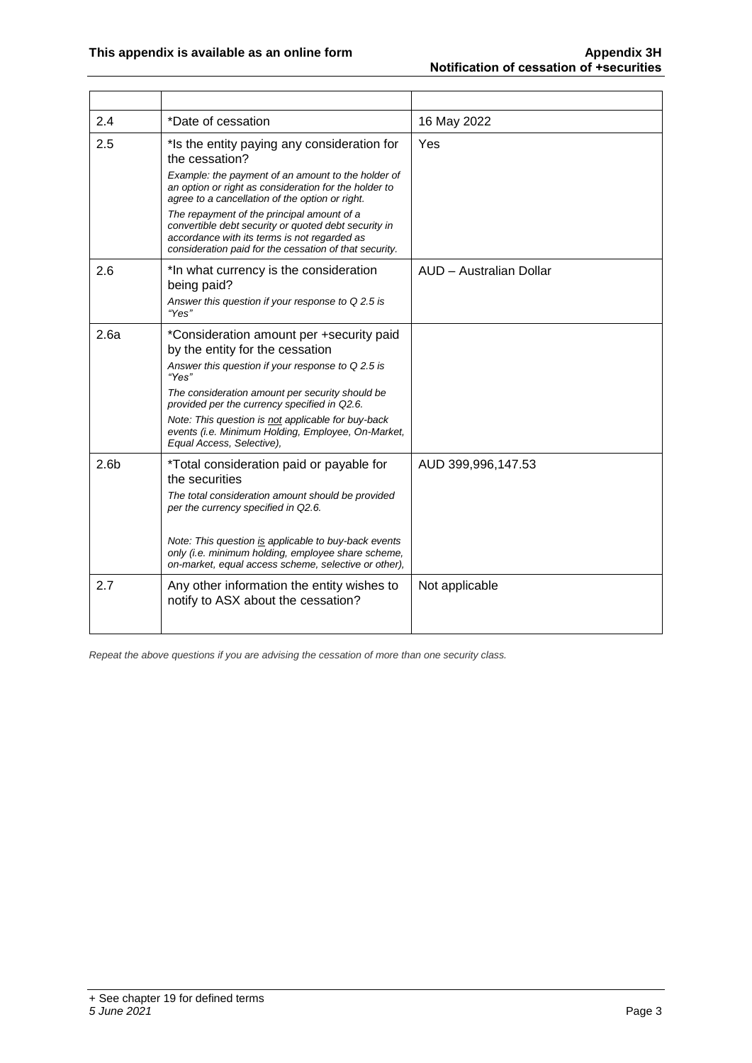| | | |
|---|---|---|
| 2.4 | *Date of cessation | 16 May 2022 |
| 2.5 | *Is the entity paying any consideration for the cessation?<br>*Example: the payment of an amount to the holder of an option or right as consideration for the holder to agree to a cancellation of the option or right.*<br>*The repayment of the principal amount of a convertible debt security or quoted debt security in accordance with its terms is not regarded as consideration paid for the cessation of that security.* | Yes |
| 2.6 | *In what currency is the consideration being paid?<br>*Answer this question if your response to Q 2.5 is "Yes"* | AUD – Australian Dollar |
| 2.6a | *Consideration amount per +security paid by the entity for the cessation<br>*Answer this question if your response to Q 2.5 is "Yes"*<br>*The consideration amount per security should be provided per the currency specified in Q2.6.*<br>*Note: This question is not applicable for buy-back events (i.e. Minimum Holding, Employee, On-Market, Equal Access, Selective),* | |
| 2.6b | *Total consideration paid or payable for the securities<br>*The total consideration amount should be provided per the currency specified in Q2.6.*<br>*Note: This question is applicable to buy-back events only (i.e. minimum holding, employee share scheme, on-market, equal access scheme, selective or other),* | AUD 399,996,147.53 |
| 2.7 | Any other information the entity wishes to notify to ASX about the cessation? | Not applicable |

*Repeat the above questions if you are advising the cessation of more than one security class.*

+ See chapter 19 for defined terms
*5 June 2021*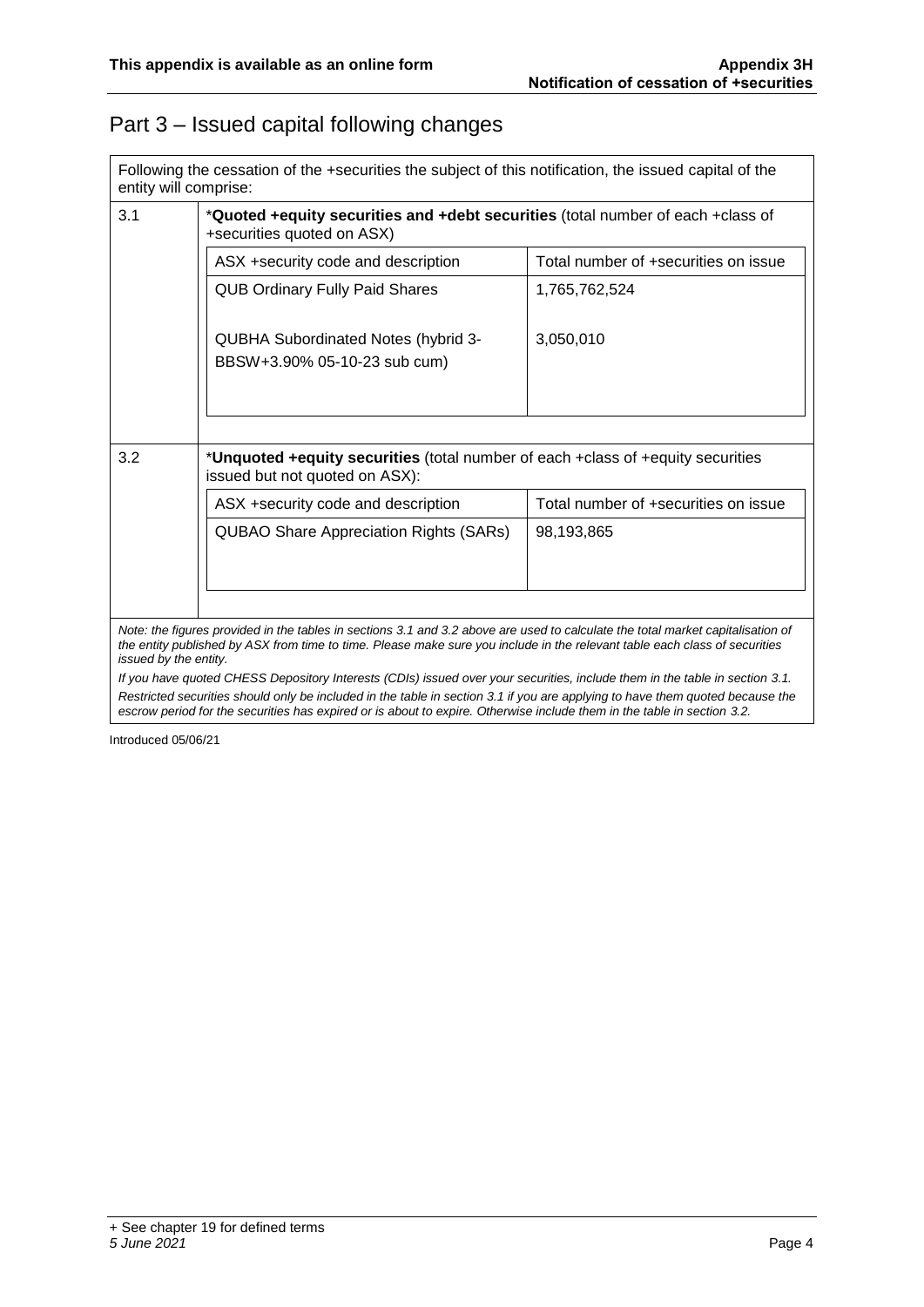## Part 3 – Issued capital following changes

Following the cessation of the +securities the subject of this notification, the issued capital of the entity will comprise:

**3.1** *__Quoted +equity securities and +debt securities__ (total number of each +class of +securities quoted on ASX)

| ASX +security code and description | Total number of +securities on issue |
| --- | --- |
| QUB Ordinary Fully Paid Shares | 1,765,762,524 |
| QUBHA Subordinated Notes (hybrid 3-BBSW+3.90% 05-10-23 sub cum) | 3,050,010 |

**3.2** *__Unquoted +equity securities__ (total number of each +class of +equity securities issued but not quoted on ASX):

| ASX +security code and description | Total number of +securities on issue |
| --- | --- |
| QUBAO Share Appreciation Rights (SARs) | 98,193,865 |

*Note: the figures provided in the tables in sections 3.1 and 3.2 above are used to calculate the total market capitalisation of the entity published by ASX from time to time. Please make sure you include in the relevant table each class of securities issued by the entity.*

*If you have quoted CHESS Depository Interests (CDIs) issued over your securities, include them in the table in section 3.1.*

*Restricted securities should only be included in the table in section 3.1 if you are applying to have them quoted because the escrow period for the securities has expired or is about to expire. Otherwise include them in the table in section 3.2.*

Introduced 05/06/21